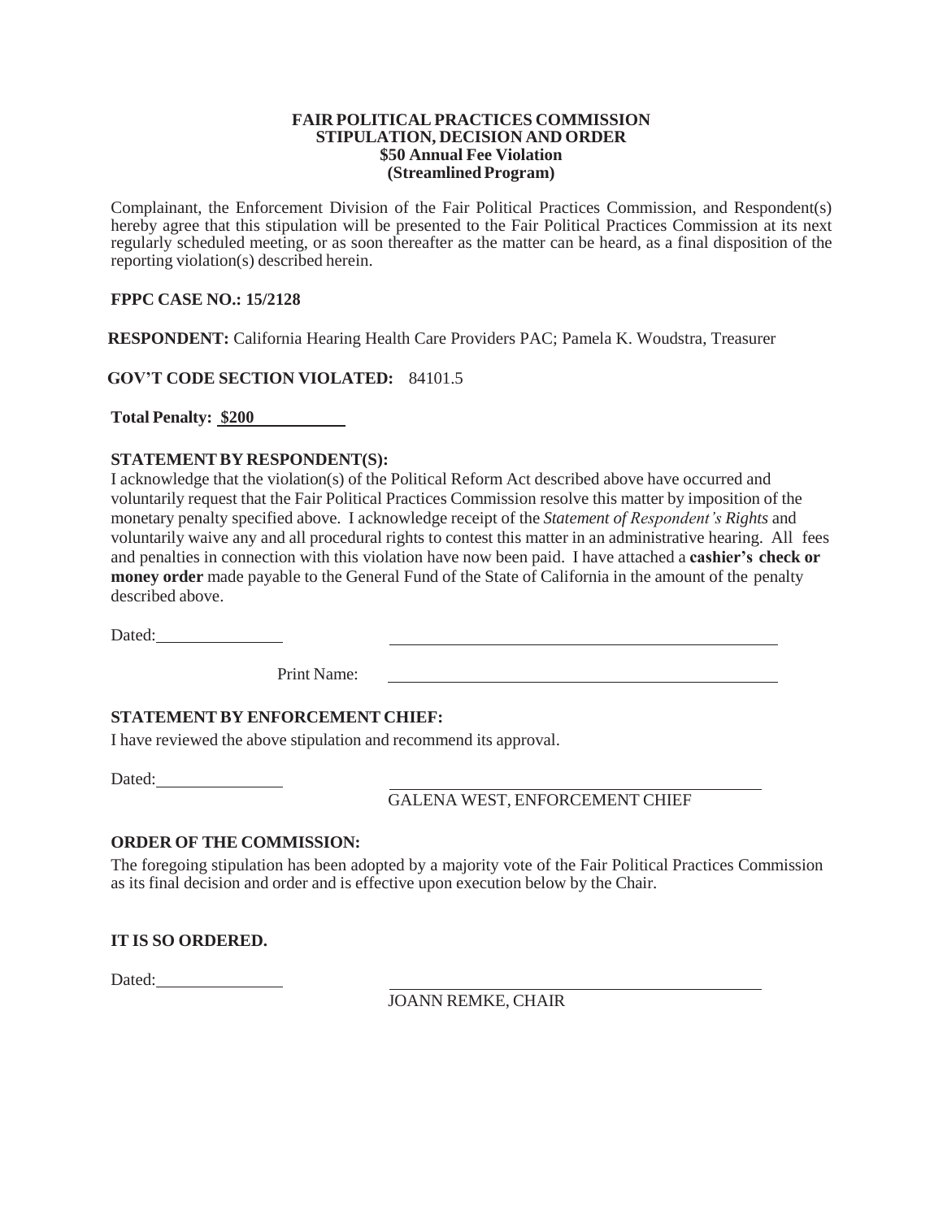**FAIR POLITICAL PRACTICES COMMISSION**
**STIPULATION, DECISION AND ORDER**
**$50 Annual Fee Violation**
**(Streamlined Program)**

Complainant, the Enforcement Division of the Fair Political Practices Commission, and Respondent(s) hereby agree that this stipulation will be presented to the Fair Political Practices Commission at its next regularly scheduled meeting, or as soon thereafter as the matter can be heard, as a final disposition of the reporting violation(s) described herein.

**FPPC CASE NO.: 15/2128**

**RESPONDENT:** California Hearing Health Care Providers PAC; Pamela K. Woudstra, Treasurer

**GOV'T CODE SECTION VIOLATED:** 84101.5

**Total Penalty: $200**

**STATEMENT BY RESPONDENT(S):**

I acknowledge that the violation(s) of the Political Reform Act described above have occurred and voluntarily request that the Fair Political Practices Commission resolve this matter by imposition of the monetary penalty specified above. I acknowledge receipt of the *Statement of Respondent's Rights* and voluntarily waive any and all procedural rights to contest this matter in an administrative hearing. All fees and penalties in connection with this violation have now been paid. I have attached a **cashier's check or money order** made payable to the General Fund of the State of California in the amount of the penalty described above.

Dated: ______________ ______________________________

Print Name: ______________________________

**STATEMENT BY ENFORCEMENT CHIEF:**

I have reviewed the above stipulation and recommend its approval.

Dated: ______________ ______________________________

GALENA WEST, ENFORCEMENT CHIEF

**ORDER OF THE COMMISSION:**

The foregoing stipulation has been adopted by a majority vote of the Fair Political Practices Commission as its final decision and order and is effective upon execution below by the Chair.

**IT IS SO ORDERED.**

Dated: ______________ ______________________________

JOANN REMKE, CHAIR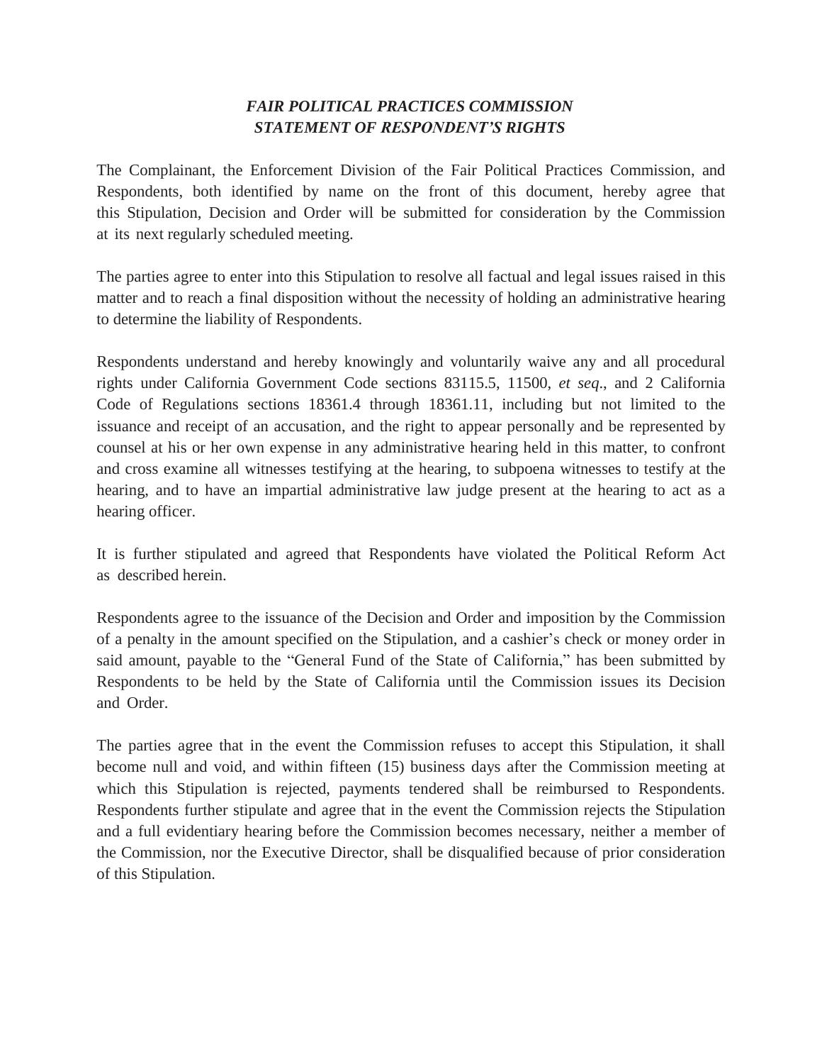## *FAIR POLITICAL PRACTICES COMMISSION*
## *STATEMENT OF RESPONDENT'S RIGHTS*

The Complainant, the Enforcement Division of the Fair Political Practices Commission, and Respondents, both identified by name on the front of this document, hereby agree that this Stipulation, Decision and Order will be submitted for consideration by the Commission at its next regularly scheduled meeting.

The parties agree to enter into this Stipulation to resolve all factual and legal issues raised in this matter and to reach a final disposition without the necessity of holding an administrative hearing to determine the liability of Respondents.

Respondents understand and hereby knowingly and voluntarily waive any and all procedural rights under California Government Code sections 83115.5, 11500, *et seq*., and 2 California Code of Regulations sections 18361.4 through 18361.11, including but not limited to the issuance and receipt of an accusation, and the right to appear personally and be represented by counsel at his or her own expense in any administrative hearing held in this matter, to confront and cross examine all witnesses testifying at the hearing, to subpoena witnesses to testify at the hearing, and to have an impartial administrative law judge present at the hearing to act as a hearing officer.

It is further stipulated and agreed that Respondents have violated the Political Reform Act as described herein.

Respondents agree to the issuance of the Decision and Order and imposition by the Commission of a penalty in the amount specified on the Stipulation, and a cashier's check or money order in said amount, payable to the "General Fund of the State of California," has been submitted by Respondents to be held by the State of California until the Commission issues its Decision and Order.

The parties agree that in the event the Commission refuses to accept this Stipulation, it shall become null and void, and within fifteen (15) business days after the Commission meeting at which this Stipulation is rejected, payments tendered shall be reimbursed to Respondents. Respondents further stipulate and agree that in the event the Commission rejects the Stipulation and a full evidentiary hearing before the Commission becomes necessary, neither a member of the Commission, nor the Executive Director, shall be disqualified because of prior consideration of this Stipulation.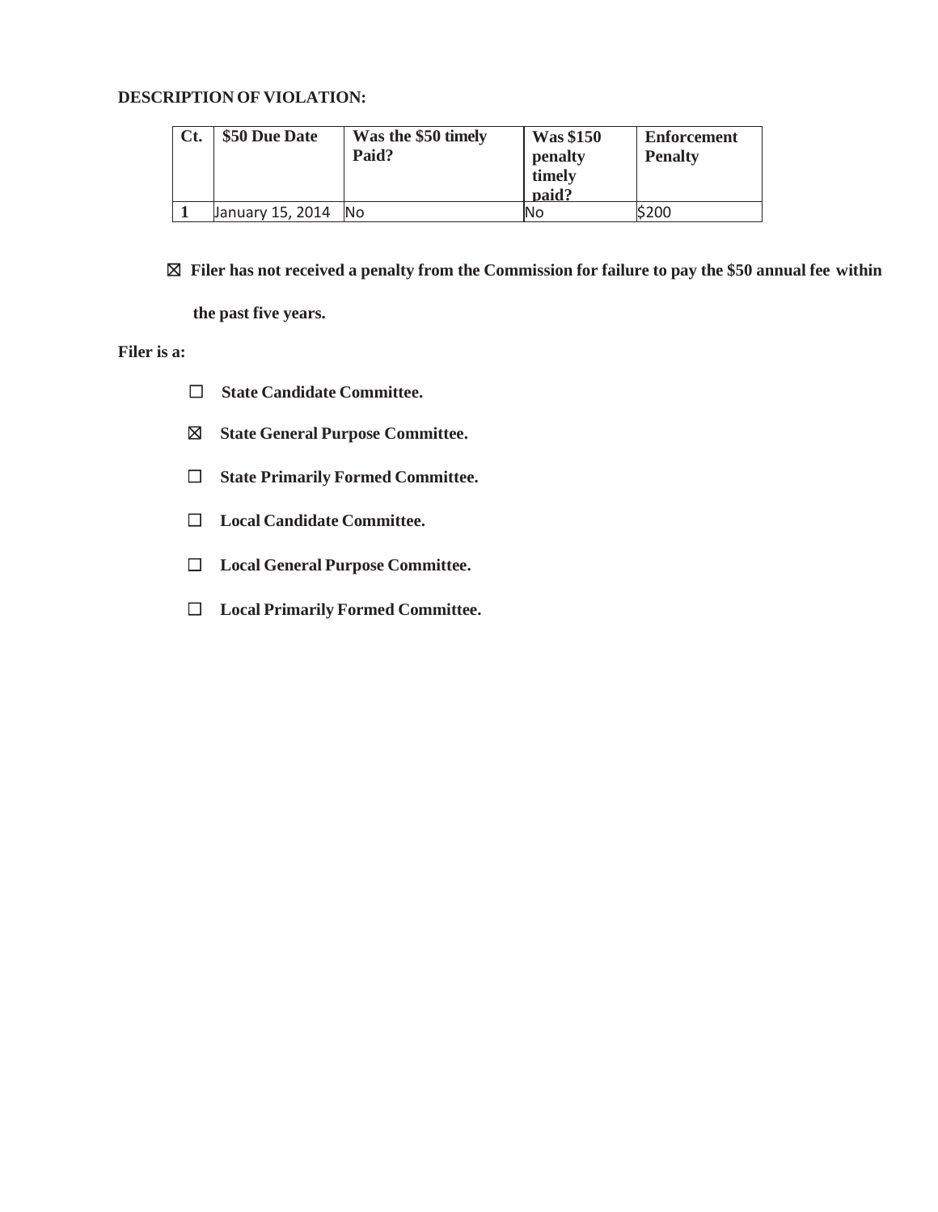**DESCRIPTION OF VIOLATION:**

| Ct. | $50 Due Date | Was the $50 timely Paid? | Was $150 penalty timely paid? | Enforcement Penalty |
|---|---|---|---|---|
| 1 | January 15, 2014 | No | No | $200 |

☒ **Filer has not received a penalty from the Commission for failure to pay the $50 annual fee within the past five years.**

**Filer is a:**

☐ **State Candidate Committee.**

☒ **State General Purpose Committee.**

☐ **State Primarily Formed Committee.**

☐ **Local Candidate Committee.**

☐ **Local General Purpose Committee.**

☐ **Local Primarily Formed Committee.**